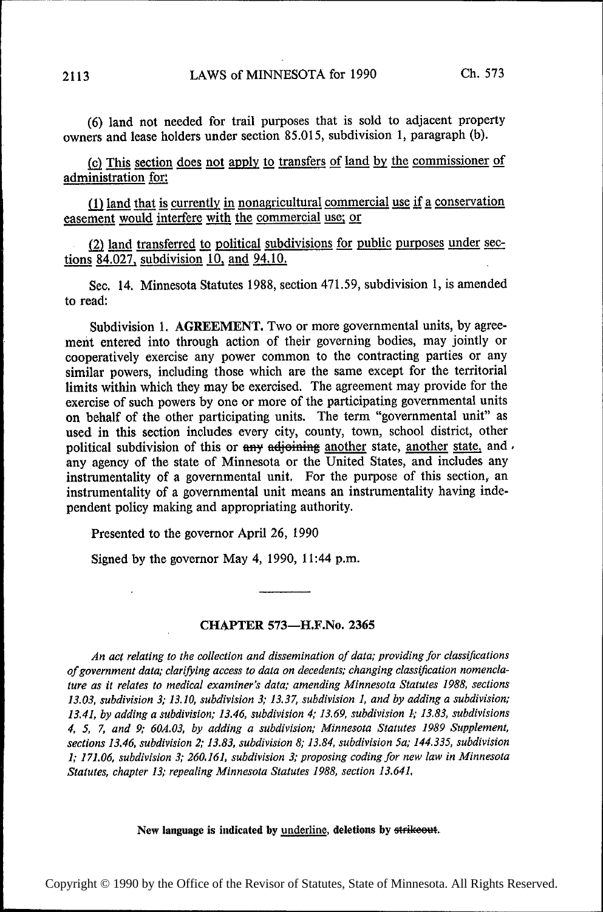(6) land not needed for trail purposes that is sold to adjacent property owners and lease holders under section 85.015, subdivision 1, paragraph (b).

<u>(c) This section does not apply to transfers of land by the commissioner of administration for:</u>

<u>(1) land that is currently in nonagricultural commercial use if a conservation easement would interfere with the commercial use; or</u>

<u>(2) land transferred to political subdivisions for public purposes under sections 84.027, subdivision 10, and 94.10.</u>

Sec. 14. Minnesota Statutes 1988, section 471.59, subdivision 1, is amended to read:

Subdivision 1. **AGREEMENT.** Two or more governmental units, by agreement entered into through action of their governing bodies, may jointly or cooperatively exercise any power common to the contracting parties or any similar powers, including those which are the same except for the territorial limits within which they may be exercised. The agreement may provide for the exercise of such powers by one or more of the participating governmental units on behalf of the other participating units. The term "governmental unit" as used in this section includes every city, county, town, school district, other political subdivision of this or ~~any adjoining~~ <u>another</u> state, <u>another state,</u> and any agency of the state of Minnesota or the United States, and includes any instrumentality of a governmental unit. For the purpose of this section, an instrumentality of a governmental unit means an instrumentality having independent policy making and appropriating authority.

Presented to the governor April 26, 1990

Signed by the governor May 4, 1990, 11:44 p.m.

---

## CHAPTER 573—H.F.No. 2365

*An act relating to the collection and dissemination of data; providing for classifications of government data; clarifying access to data on decedents; changing classification nomenclature as it relates to medical examiner's data; amending Minnesota Statutes 1988, sections 13.03, subdivision 3; 13.10, subdivision 3; 13.37, subdivision 1, and by adding a subdivision; 13.41, by adding a subdivision; 13.46, subdivision 4; 13.69, subdivision 1; 13.83, subdivisions 4, 5, 7, and 9; 60A.03, by adding a subdivision; Minnesota Statutes 1989 Supplement, sections 13.46, subdivision 2; 13.83, subdivision 8; 13.84, subdivision 5a; 144.335, subdivision 1; 171.06, subdivision 3; 260.161, subdivision 3; proposing coding for new law in Minnesota Statutes, chapter 13; repealing Minnesota Statutes 1988, section 13.641.*

**New language is indicated by <u>underline</u>, deletions by ~~strikeout~~.**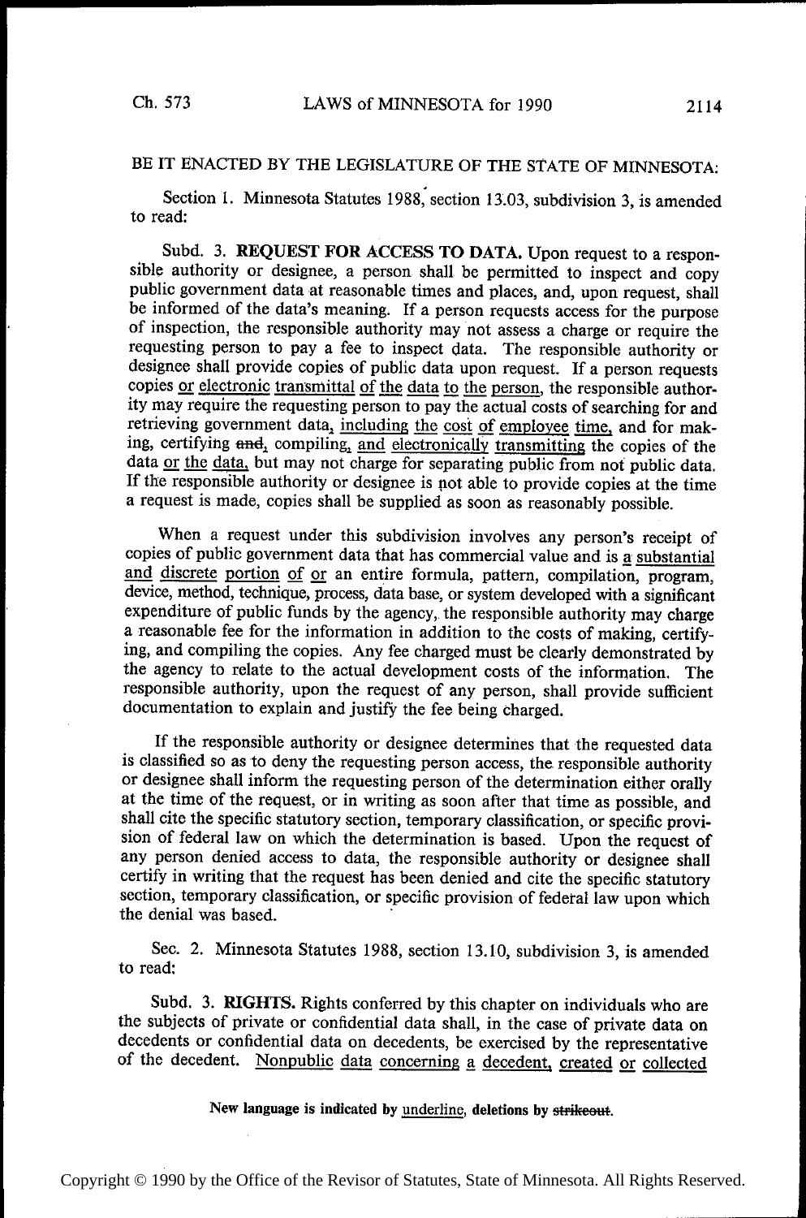BE IT ENACTED BY THE LEGISLATURE OF THE STATE OF MINNESOTA:

Section 1. Minnesota Statutes 1988, section 13.03, subdivision 3, is amended to read:

Subd. 3. **REQUEST FOR ACCESS TO DATA.** Upon request to a responsible authority or designee, a person shall be permitted to inspect and copy public government data at reasonable times and places, and, upon request, shall be informed of the data's meaning. If a person requests access for the purpose of inspection, the responsible authority may not assess a charge or require the requesting person to pay a fee to inspect data. The responsible authority or designee shall provide copies of public data upon request. If a person requests copies <u>or electronic transmittal of the data to the person</u>, the responsible authority may require the requesting person to pay the actual costs of searching for and retrieving government data<u>, including the cost of employee time,</u> and for making, certifying ~~and~~<u>,</u> compiling<u>, and electronically transmitting</u> the copies of the data <u>or the data,</u> but may not charge for separating public from not public data. If the responsible authority or designee is not able to provide copies at the time a request is made, copies shall be supplied as soon as reasonably possible.

When a request under this subdivision involves any person's receipt of copies of public government data that has commercial value and is <u>a substantial and discrete portion of or</u> an entire formula, pattern, compilation, program, device, method, technique, process, data base, or system developed with a significant expenditure of public funds by the agency, the responsible authority may charge a reasonable fee for the information in addition to the costs of making, certifying, and compiling the copies. Any fee charged must be clearly demonstrated by the agency to relate to the actual development costs of the information. The responsible authority, upon the request of any person, shall provide sufficient documentation to explain and justify the fee being charged.

If the responsible authority or designee determines that the requested data is classified so as to deny the requesting person access, the responsible authority or designee shall inform the requesting person of the determination either orally at the time of the request, or in writing as soon after that time as possible, and shall cite the specific statutory section, temporary classification, or specific provision of federal law on which the determination is based. Upon the request of any person denied access to data, the responsible authority or designee shall certify in writing that the request has been denied and cite the specific statutory section, temporary classification, or specific provision of federal law upon which the denial was based.

Sec. 2. Minnesota Statutes 1988, section 13.10, subdivision 3, is amended to read:

Subd. 3. **RIGHTS.** Rights conferred by this chapter on individuals who are the subjects of private or confidential data shall, in the case of private data on decedents or confidential data on decedents, be exercised by the representative of the decedent. <u>Nonpublic data concerning a decedent, created or collected</u>

New language is indicated by <u>underline</u>, deletions by ~~strikeout~~.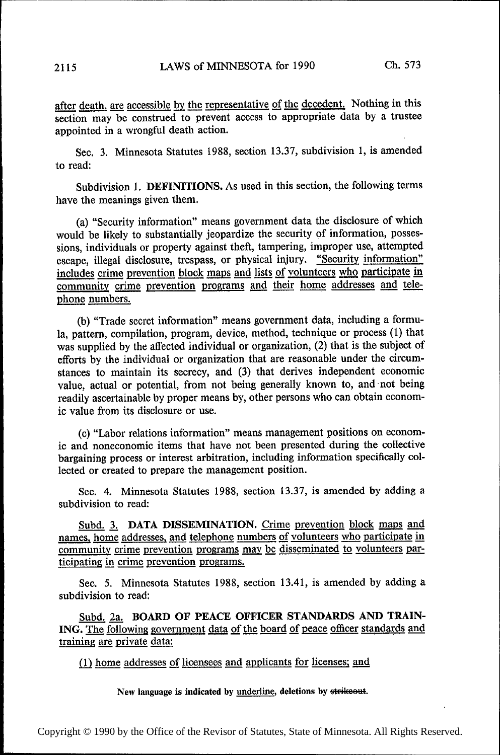after death, are accessible by the representative of the decedent. Nothing in this section may be construed to prevent access to appropriate data by a trustee appointed in a wrongful death action.

Sec. 3. Minnesota Statutes 1988, section 13.37, subdivision 1, is amended to read:

Subdivision 1. **DEFINITIONS.** As used in this section, the following terms have the meanings given them.

(a) "Security information" means government data the disclosure of which would be likely to substantially jeopardize the security of information, possessions, individuals or property against theft, tampering, improper use, attempted escape, illegal disclosure, trespass, or physical injury. "Security information" includes crime prevention block maps and lists of volunteers who participate in community crime prevention programs and their home addresses and telephone numbers.

(b) "Trade secret information" means government data, including a formula, pattern, compilation, program, device, method, technique or process (1) that was supplied by the affected individual or organization, (2) that is the subject of efforts by the individual or organization that are reasonable under the circumstances to maintain its secrecy, and (3) that derives independent economic value, actual or potential, from not being generally known to, and not being readily ascertainable by proper means by, other persons who can obtain economic value from its disclosure or use.

(c) "Labor relations information" means management positions on economic and noneconomic items that have not been presented during the collective bargaining process or interest arbitration, including information specifically collected or created to prepare the management position.

Sec. 4. Minnesota Statutes 1988, section 13.37, is amended by adding a subdivision to read:

Subd. 3. **DATA DISSEMINATION.** Crime prevention block maps and names, home addresses, and telephone numbers of volunteers who participate in community crime prevention programs may be disseminated to volunteers participating in crime prevention programs.

Sec. 5. Minnesota Statutes 1988, section 13.41, is amended by adding a subdivision to read:

Subd. 2a. **BOARD OF PEACE OFFICER STANDARDS AND TRAINING.** The following government data of the board of peace officer standards and training are private data:

(1) home addresses of licensees and applicants for licenses; and

New language is indicated by underline, deletions by ~~strikeout~~.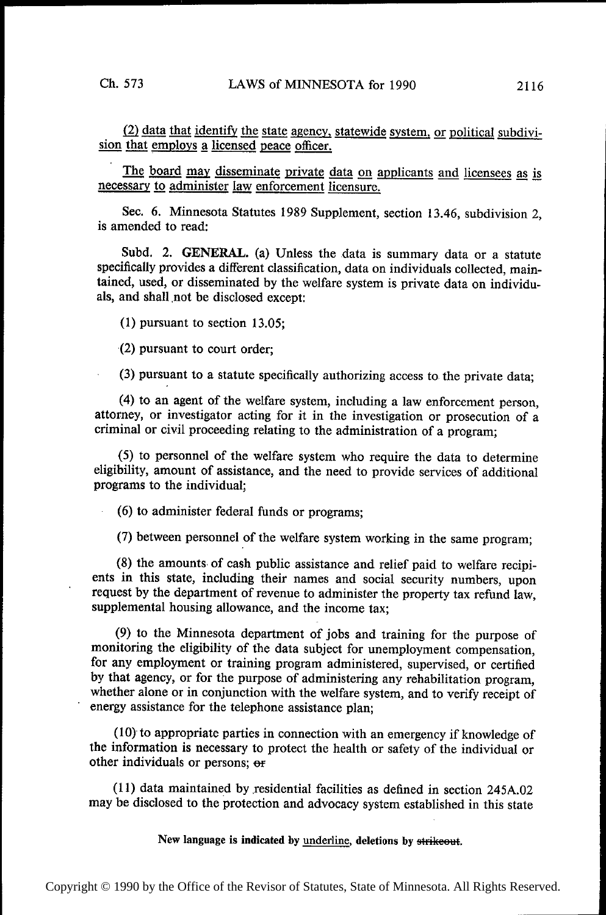(2) data that identify the state agency, statewide system, or political subdivision that employs a licensed peace officer.

The board may disseminate private data on applicants and licensees as is necessary to administer law enforcement licensure.

Sec. 6. Minnesota Statutes 1989 Supplement, section 13.46, subdivision 2, is amended to read:

Subd. 2. **GENERAL.** (a) Unless the data is summary data or a statute specifically provides a different classification, data on individuals collected, maintained, used, or disseminated by the welfare system is private data on individuals, and shall not be disclosed except:

(1) pursuant to section 13.05;

(2) pursuant to court order;

(3) pursuant to a statute specifically authorizing access to the private data;

(4) to an agent of the welfare system, including a law enforcement person, attorney, or investigator acting for it in the investigation or prosecution of a criminal or civil proceeding relating to the administration of a program;

(5) to personnel of the welfare system who require the data to determine eligibility, amount of assistance, and the need to provide services of additional programs to the individual;

(6) to administer federal funds or programs;

(7) between personnel of the welfare system working in the same program;

(8) the amounts of cash public assistance and relief paid to welfare recipients in this state, including their names and social security numbers, upon request by the department of revenue to administer the property tax refund law, supplemental housing allowance, and the income tax;

(9) to the Minnesota department of jobs and training for the purpose of monitoring the eligibility of the data subject for unemployment compensation, for any employment or training program administered, supervised, or certified by that agency, or for the purpose of administering any rehabilitation program, whether alone or in conjunction with the welfare system, and to verify receipt of energy assistance for the telephone assistance plan;

(10) to appropriate parties in connection with an emergency if knowledge of the information is necessary to protect the health or safety of the individual or other individuals or persons; ~~or~~

(11) data maintained by residential facilities as defined in section 245A.02 may be disclosed to the protection and advocacy system established in this state

New language is indicated by underline, deletions by ~~strikeout~~.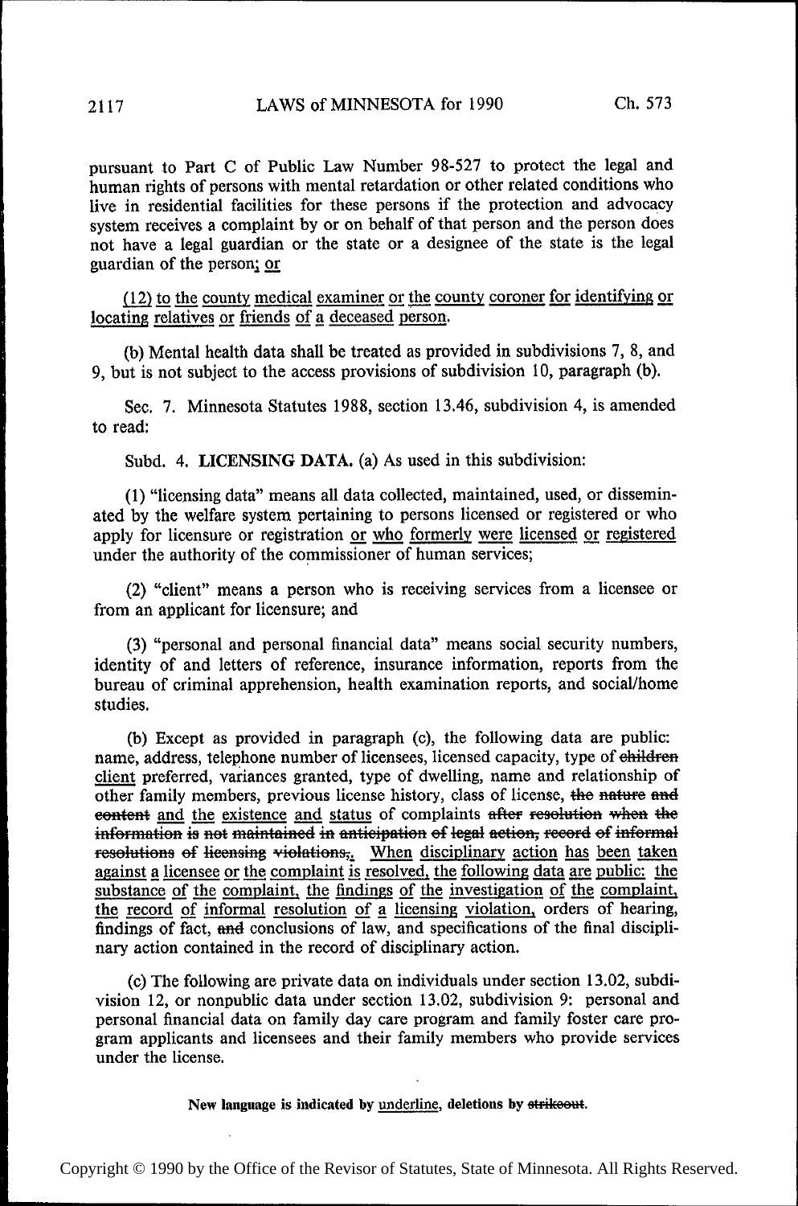pursuant to Part C of Public Law Number 98-527 to protect the legal and human rights of persons with mental retardation or other related conditions who live in residential facilities for these persons if the protection and advocacy system receives a complaint by or on behalf of that person and the person does not have a legal guardian or the state or a designee of the state is the legal guardian of the person; or

(12) to the county medical examiner or the county coroner for identifying or locating relatives or friends of a deceased person.

(b) Mental health data shall be treated as provided in subdivisions 7, 8, and 9, but is not subject to the access provisions of subdivision 10, paragraph (b).

Sec. 7. Minnesota Statutes 1988, section 13.46, subdivision 4, is amended to read:

Subd. 4. **LICENSING DATA.** (a) As used in this subdivision:

(1) "licensing data" means all data collected, maintained, used, or disseminated by the welfare system pertaining to persons licensed or registered or who apply for licensure or registration or who formerly were licensed or registered under the authority of the commissioner of human services;

(2) "client" means a person who is receiving services from a licensee or from an applicant for licensure; and

(3) "personal and personal financial data" means social security numbers, identity of and letters of reference, insurance information, reports from the bureau of criminal apprehension, health examination reports, and social/home studies.

(b) Except as provided in paragraph (c), the following data are public: name, address, telephone number of licensees, licensed capacity, type of ~~children~~ client preferred, variances granted, type of dwelling, name and relationship of other family members, previous license history, class of license, ~~the nature and content~~ and the existence and status of complaints ~~after resolution when the information is not maintained in anticipation of legal action, record of informal resolutions of licensing violations,~~. When disciplinary action has been taken against a licensee or the complaint is resolved, the following data are public: the substance of the complaint, the findings of the investigation of the complaint, the record of informal resolution of a licensing violation, orders of hearing, findings of fact, ~~and~~ conclusions of law, and specifications of the final disciplinary action contained in the record of disciplinary action.

(c) The following are private data on individuals under section 13.02, subdivision 12, or nonpublic data under section 13.02, subdivision 9: personal and personal financial data on family day care program and family foster care program applicants and licensees and their family members who provide services under the license.

New language is indicated by underline, deletions by ~~strikeout~~.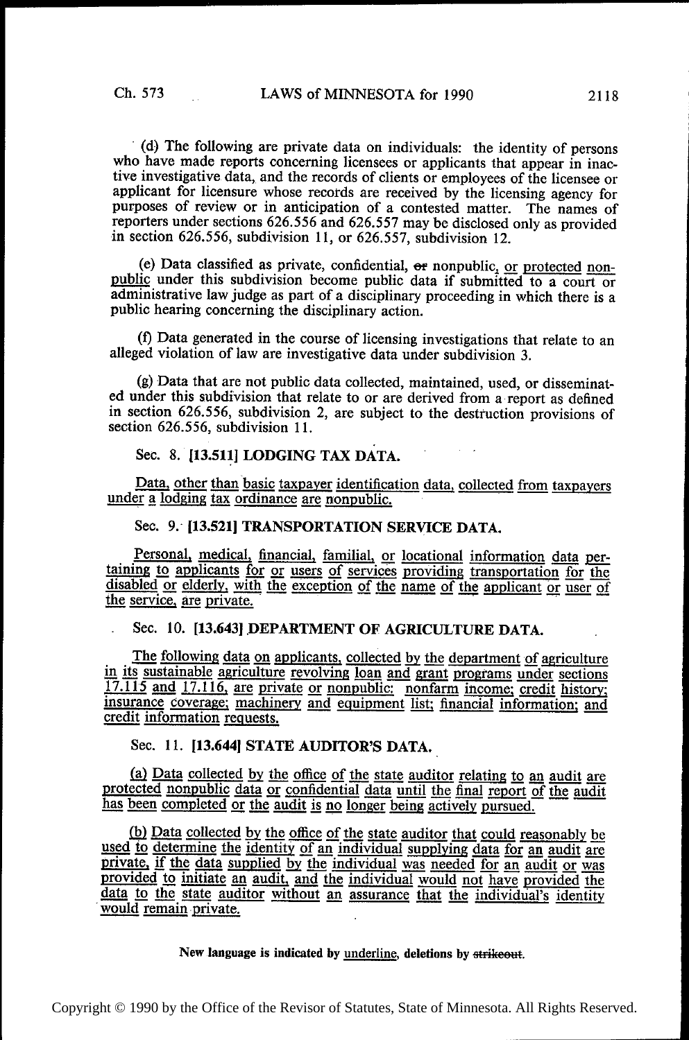(d) The following are private data on individuals: the identity of persons who have made reports concerning licensees or applicants that appear in inactive investigative data, and the records of clients or employees of the licensee or applicant for licensure whose records are received by the licensing agency for purposes of review or in anticipation of a contested matter. The names of reporters under sections 626.556 and 626.557 may be disclosed only as provided in section 626.556, subdivision 11, or 626.557, subdivision 12.

(e) Data classified as private, confidential, ~~or~~ nonpublic, or protected nonpublic under this subdivision become public data if submitted to a court or administrative law judge as part of a disciplinary proceeding in which there is a public hearing concerning the disciplinary action.

(f) Data generated in the course of licensing investigations that relate to an alleged violation of law are investigative data under subdivision 3.

(g) Data that are not public data collected, maintained, used, or disseminated under this subdivision that relate to or are derived from a report as defined in section 626.556, subdivision 2, are subject to the destruction provisions of section 626.556, subdivision 11.

Sec. 8. **[13.511] LODGING TAX DATA.**

Data, other than basic taxpayer identification data, collected from taxpayers under a lodging tax ordinance are nonpublic.

Sec. 9. **[13.521] TRANSPORTATION SERVICE DATA.**

Personal, medical, financial, familial, or locational information data pertaining to applicants for or users of services providing transportation for the disabled or elderly, with the exception of the name of the applicant or user of the service, are private.

Sec. 10. **[13.643] DEPARTMENT OF AGRICULTURE DATA.**

The following data on applicants, collected by the department of agriculture in its sustainable agriculture revolving loan and grant programs under sections 17.115 and 17.116, are private or nonpublic: nonfarm income; credit history; insurance coverage; machinery and equipment list; financial information; and credit information requests.

Sec. 11. **[13.644] STATE AUDITOR'S DATA.**

(a) Data collected by the office of the state auditor relating to an audit are protected nonpublic data or confidential data until the final report of the audit has been completed or the audit is no longer being actively pursued.

(b) Data collected by the office of the state auditor that could reasonably be used to determine the identity of an individual supplying data for an audit are private, if the data supplied by the individual was needed for an audit or was provided to initiate an audit, and the individual would not have provided the data to the state auditor without an assurance that the individual's identity would remain private.

**New language is indicated by underline, deletions by ~~strikeout~~.**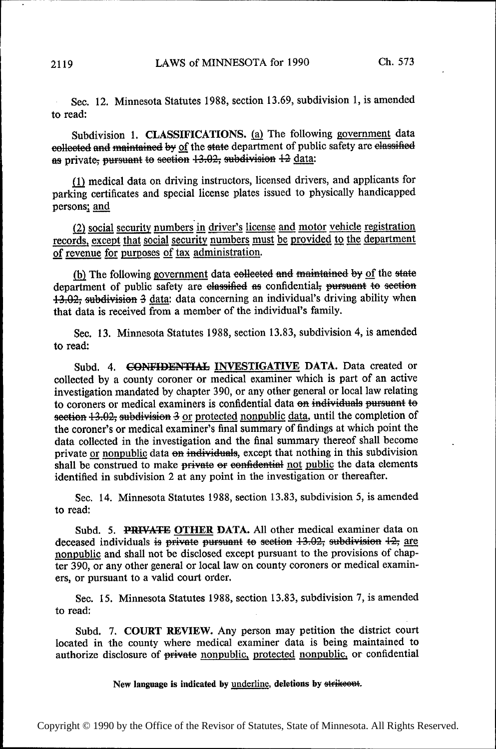Sec. 12. Minnesota Statutes 1988, section 13.69, subdivision 1, is amended to read:

Subdivision 1. **CLASSIFICATIONS.** <u>(a)</u> The following <u>government</u> data ~~collected and maintained by~~ <u>of</u> the ~~state~~ department of public safety are ~~classified as~~ private~~, pursuant to section 13.02, subdivision 12~~ <u>data</u>:

<u>(1)</u> medical data on driving instructors, licensed drivers, and applicants for parking certificates and special license plates issued to physically handicapped persons<u>; and</u>

<u>(2) social security numbers in driver's license and motor vehicle registration records, except that social security numbers must be provided to the department of revenue for purposes of tax administration.</u>

<u>(b)</u> The following <u>government</u> data ~~collected and maintained by~~ <u>of</u> the ~~state~~ department of public safety are ~~classified as~~ confidential~~, pursuant to section 13.02, subdivision 3~~ <u>data</u>: data concerning an individual's driving ability when that data is received from a member of the individual's family.

Sec. 13. Minnesota Statutes 1988, section 13.83, subdivision 4, is amended to read:

Subd. 4. ~~**CONFIDENTIAL**~~ <u>**INVESTIGATIVE**</u> **DATA.** Data created or collected by a county coroner or medical examiner which is part of an active investigation mandated by chapter 390, or any other general or local law relating to coroners or medical examiners is confidential data ~~on individuals pursuant to section 13.02, subdivision 3~~ <u>or protected nonpublic data</u>, until the completion of the coroner's or medical examiner's final summary of findings at which point the data collected in the investigation and the final summary thereof shall become private <u>or nonpublic</u> data ~~on individuals~~, except that nothing in this subdivision shall be construed to make ~~private or confidential~~ <u>not public</u> the data elements identified in subdivision 2 at any point in the investigation or thereafter.

Sec. 14. Minnesota Statutes 1988, section 13.83, subdivision 5, is amended to read:

Subd. 5. ~~**PRIVATE**~~ <u>**OTHER**</u> **DATA.** All other medical examiner data on deceased individuals ~~is private pursuant to section 13.02, subdivision 12,~~ <u>are nonpublic</u> and shall not be disclosed except pursuant to the provisions of chapter 390, or any other general or local law on county coroners or medical examiners, or pursuant to a valid court order.

Sec. 15. Minnesota Statutes 1988, section 13.83, subdivision 7, is amended to read:

Subd. 7. **COURT REVIEW.** Any person may petition the district court located in the county where medical examiner data is being maintained to authorize disclosure of ~~private~~ <u>nonpublic, protected nonpublic,</u> or confidential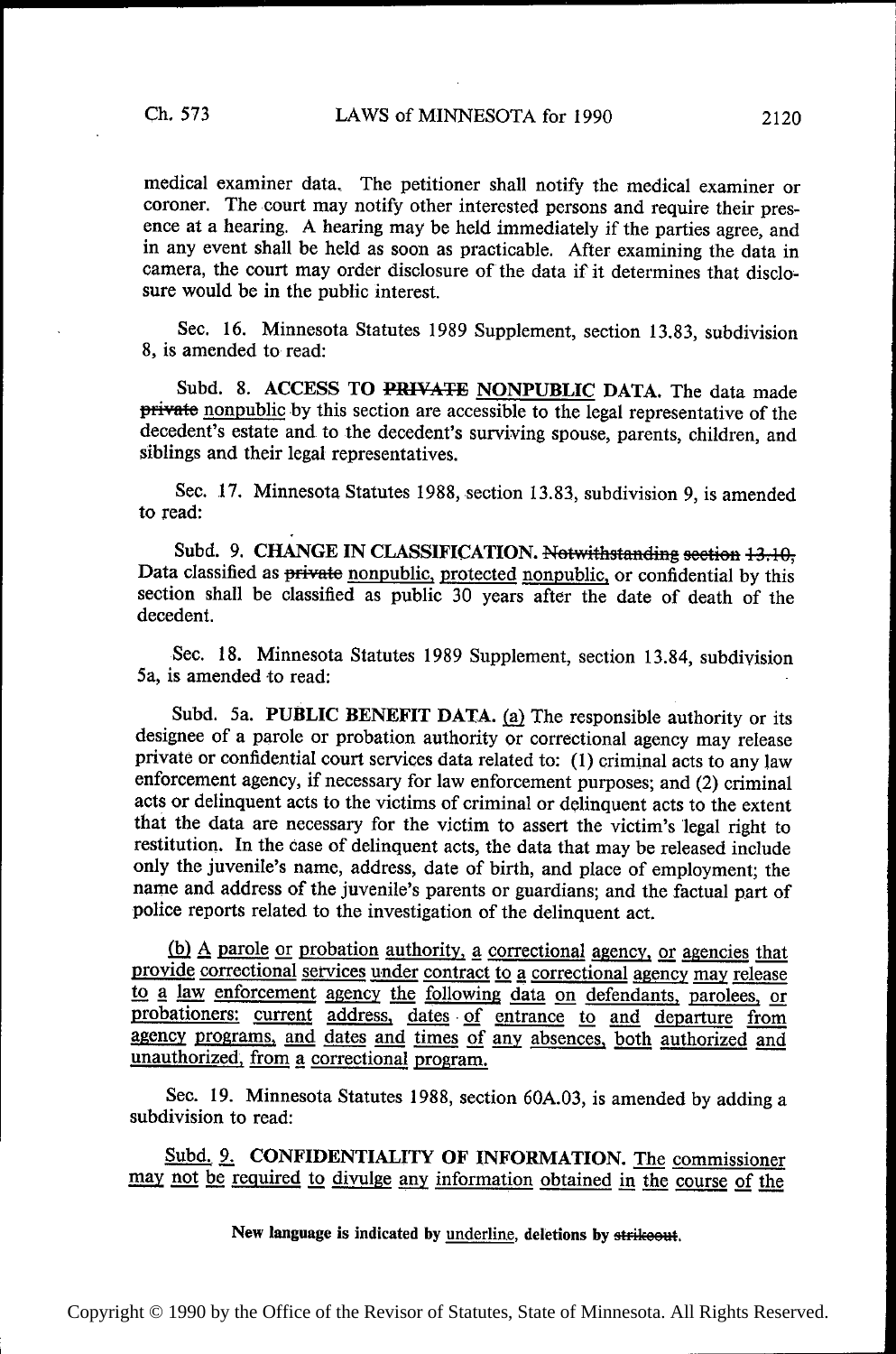medical examiner data. The petitioner shall notify the medical examiner or coroner. The court may notify other interested persons and require their presence at a hearing. A hearing may be held immediately if the parties agree, and in any event shall be held as soon as practicable. After examining the data in camera, the court may order disclosure of the data if it determines that disclosure would be in the public interest.

Sec. 16. Minnesota Statutes 1989 Supplement, section 13.83, subdivision 8, is amended to read:

Subd. 8. **ACCESS TO ~~PRIVATE~~ <u>NONPUBLIC</u> DATA.** The data made ~~private~~ <u>nonpublic</u> by this section are accessible to the legal representative of the decedent's estate and to the decedent's surviving spouse, parents, children, and siblings and their legal representatives.

Sec. 17. Minnesota Statutes 1988, section 13.83, subdivision 9, is amended to read:

Subd. 9. **CHANGE IN CLASSIFICATION.** ~~Notwithstanding section 13.10,~~ Data classified as ~~private~~ <u>nonpublic, protected nonpublic,</u> or confidential by this section shall be classified as public 30 years after the date of death of the decedent.

Sec. 18. Minnesota Statutes 1989 Supplement, section 13.84, subdivision 5a, is amended to read:

Subd. 5a. **PUBLIC BENEFIT DATA.** <u>(a)</u> The responsible authority or its designee of a parole or probation authority or correctional agency may release private or confidential court services data related to: (1) criminal acts to any law enforcement agency, if necessary for law enforcement purposes; and (2) criminal acts or delinquent acts to the victims of criminal or delinquent acts to the extent that the data are necessary for the victim to assert the victim's legal right to restitution. In the case of delinquent acts, the data that may be released include only the juvenile's name, address, date of birth, and place of employment; the name and address of the juvenile's parents or guardians; and the factual part of police reports related to the investigation of the delinquent act.

<u>(b) A parole or probation authority, a correctional agency, or agencies that provide correctional services under contract to a correctional agency may release to a law enforcement agency the following data on defendants, parolees, or probationers: current address, dates of entrance to and departure from agency programs, and dates and times of any absences, both authorized and unauthorized, from a correctional program.</u>

Sec. 19. Minnesota Statutes 1988, section 60A.03, is amended by adding a subdivision to read:

<u>Subd. 9.</u> **<u>CONFIDENTIALITY OF INFORMATION.</u>** <u>The commissioner may not be required to divulge any information obtained in the course of the</u>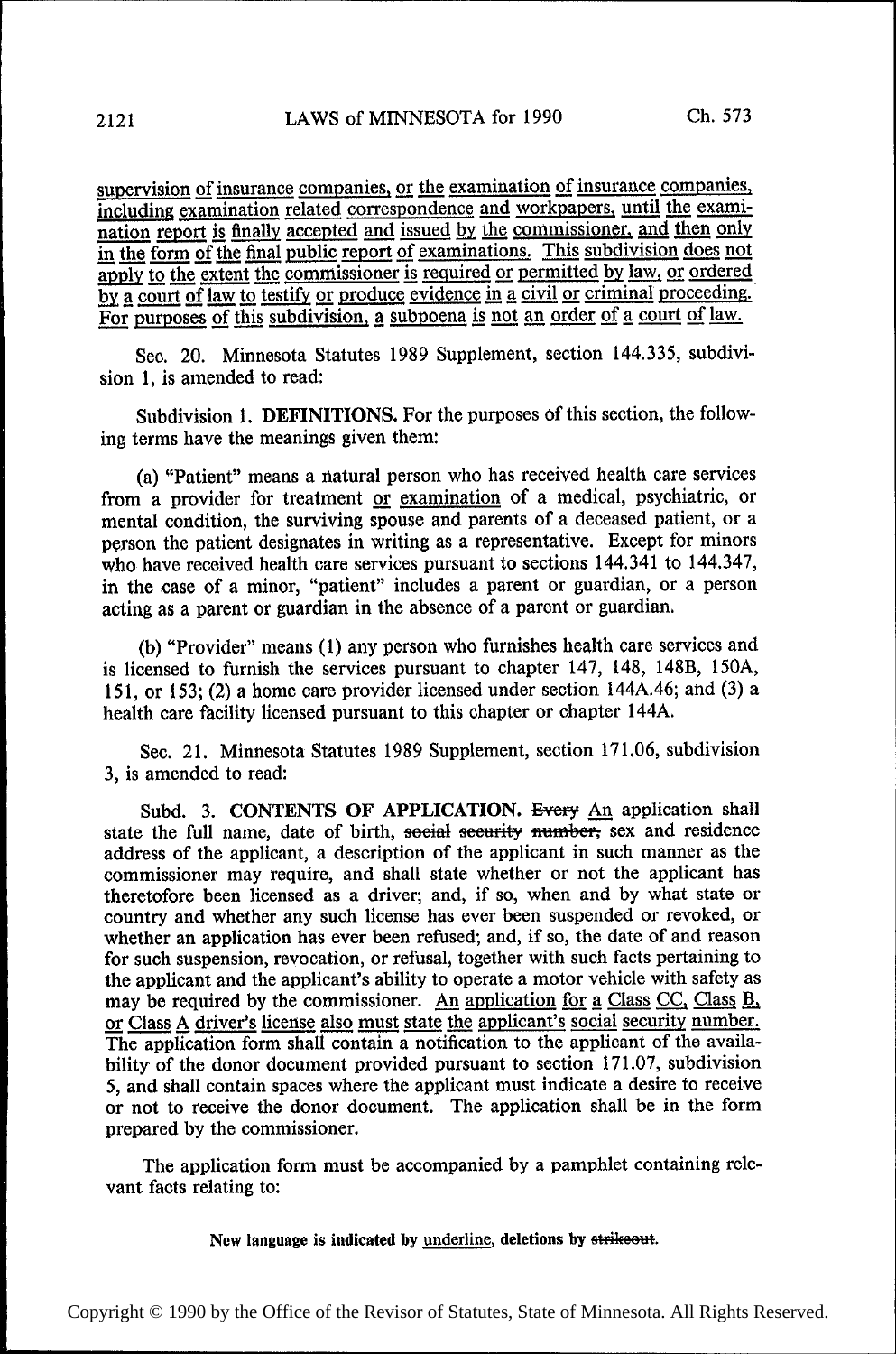<u>supervision of insurance companies, or the examination of insurance companies, including examination related correspondence and workpapers, until the examination report is finally accepted and issued by the commissioner, and then only in the form of the final public report of examinations. This subdivision does not apply to the extent the commissioner is required or permitted by law, or ordered by a court of law to testify or produce evidence in a civil or criminal proceeding. For purposes of this subdivision, a subpoena is not an order of a court of law.</u>

Sec. 20. Minnesota Statutes 1989 Supplement, section 144.335, subdivision 1, is amended to read:

Subdivision 1. **DEFINITIONS.** For the purposes of this section, the following terms have the meanings given them:

(a) "Patient" means a natural person who has received health care services from a provider for treatment <u>or examination</u> of a medical, psychiatric, or mental condition, the surviving spouse and parents of a deceased patient, or a person the patient designates in writing as a representative. Except for minors who have received health care services pursuant to sections 144.341 to 144.347, in the case of a minor, "patient" includes a parent or guardian, or a person acting as a parent or guardian in the absence of a parent or guardian.

(b) "Provider" means (1) any person who furnishes health care services and is licensed to furnish the services pursuant to chapter 147, 148, 148B, 150A, 151, or 153; (2) a home care provider licensed under section 144A.46; and (3) a health care facility licensed pursuant to this chapter or chapter 144A.

Sec. 21. Minnesota Statutes 1989 Supplement, section 171.06, subdivision 3, is amended to read:

Subd. 3. **CONTENTS OF APPLICATION.** ~~Every~~ <u>An</u> application shall state the full name, date of birth, ~~social security number,~~ sex and residence address of the applicant, a description of the applicant in such manner as the commissioner may require, and shall state whether or not the applicant has theretofore been licensed as a driver; and, if so, when and by what state or country and whether any such license has ever been suspended or revoked, or whether an application has ever been refused; and, if so, the date of and reason for such suspension, revocation, or refusal, together with such facts pertaining to the applicant and the applicant's ability to operate a motor vehicle with safety as may be required by the commissioner. <u>An application for a Class CC, Class B, or Class A driver's license also must state the applicant's social security number.</u> The application form shall contain a notification to the applicant of the availability of the donor document provided pursuant to section 171.07, subdivision 5, and shall contain spaces where the applicant must indicate a desire to receive or not to receive the donor document. The application shall be in the form prepared by the commissioner.

The application form must be accompanied by a pamphlet containing relevant facts relating to:

New language is indicated by <u>underline</u>, deletions by ~~strikeout~~.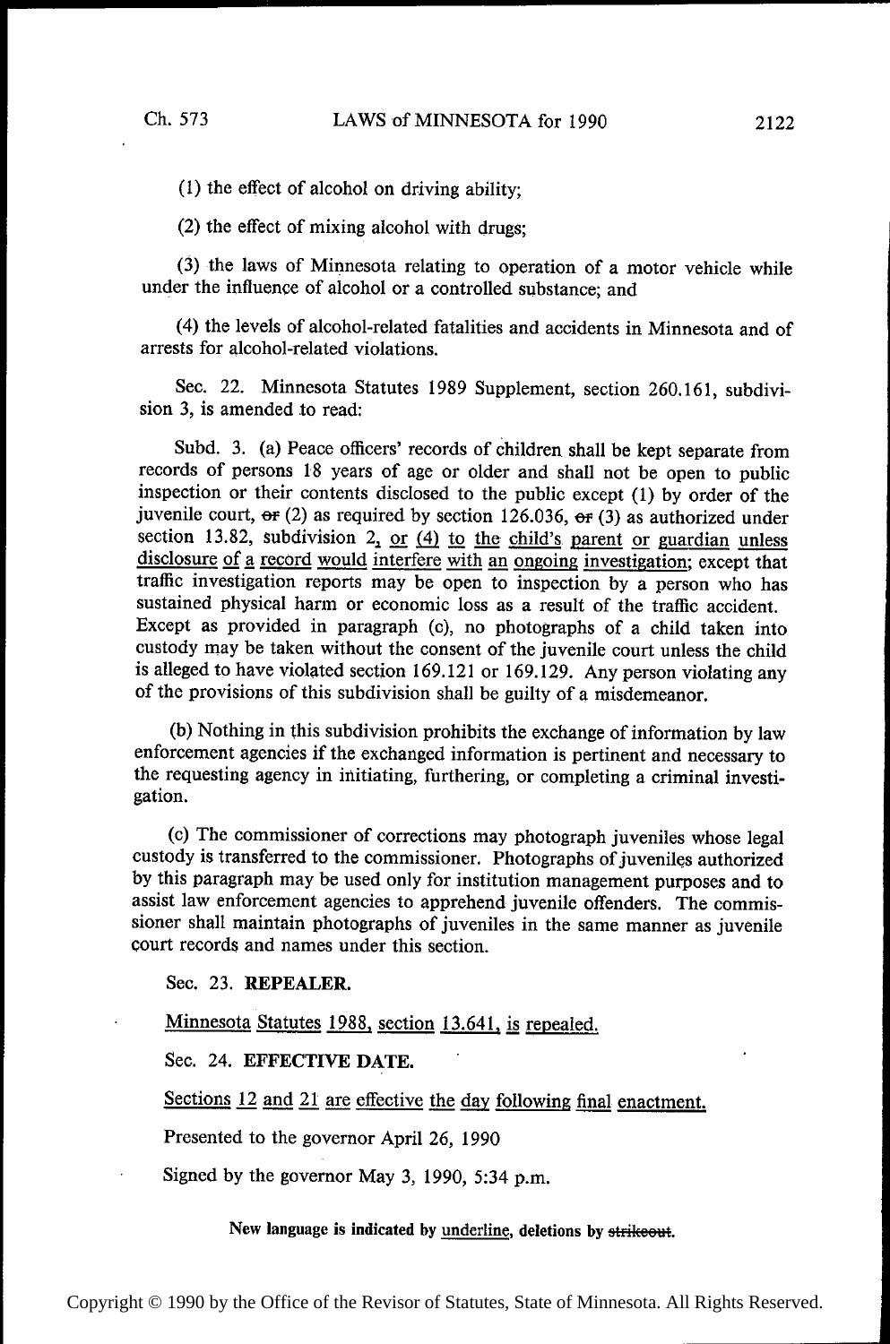(1) the effect of alcohol on driving ability;

(2) the effect of mixing alcohol with drugs;

(3) the laws of Minnesota relating to operation of a motor vehicle while under the influence of alcohol or a controlled substance; and

(4) the levels of alcohol-related fatalities and accidents in Minnesota and of arrests for alcohol-related violations.

Sec. 22. Minnesota Statutes 1989 Supplement, section 260.161, subdivision 3, is amended to read:

Subd. 3. (a) Peace officers' records of children shall be kept separate from records of persons 18 years of age or older and shall not be open to public inspection or their contents disclosed to the public except (1) by order of the juvenile court, ~~or~~ (2) as required by section 126.036, ~~or~~ (3) as authorized under section 13.82, subdivision 2, or (4) to the child's parent or guardian unless disclosure of a record would interfere with an ongoing investigation; except that traffic investigation reports may be open to inspection by a person who has sustained physical harm or economic loss as a result of the traffic accident. Except as provided in paragraph (c), no photographs of a child taken into custody may be taken without the consent of the juvenile court unless the child is alleged to have violated section 169.121 or 169.129. Any person violating any of the provisions of this subdivision shall be guilty of a misdemeanor.

(b) Nothing in this subdivision prohibits the exchange of information by law enforcement agencies if the exchanged information is pertinent and necessary to the requesting agency in initiating, furthering, or completing a criminal investigation.

(c) The commissioner of corrections may photograph juveniles whose legal custody is transferred to the commissioner. Photographs of juveniles authorized by this paragraph may be used only for institution management purposes and to assist law enforcement agencies to apprehend juvenile offenders. The commissioner shall maintain photographs of juveniles in the same manner as juvenile court records and names under this section.

Sec. 23. **REPEALER.**

Minnesota Statutes 1988, section 13.641, is repealed.

Sec. 24. **EFFECTIVE DATE.**

Sections 12 and 21 are effective the day following final enactment.

Presented to the governor April 26, 1990

Signed by the governor May 3, 1990, 5:34 p.m.

**New language is indicated by underline, deletions by ~~strikeout~~.**